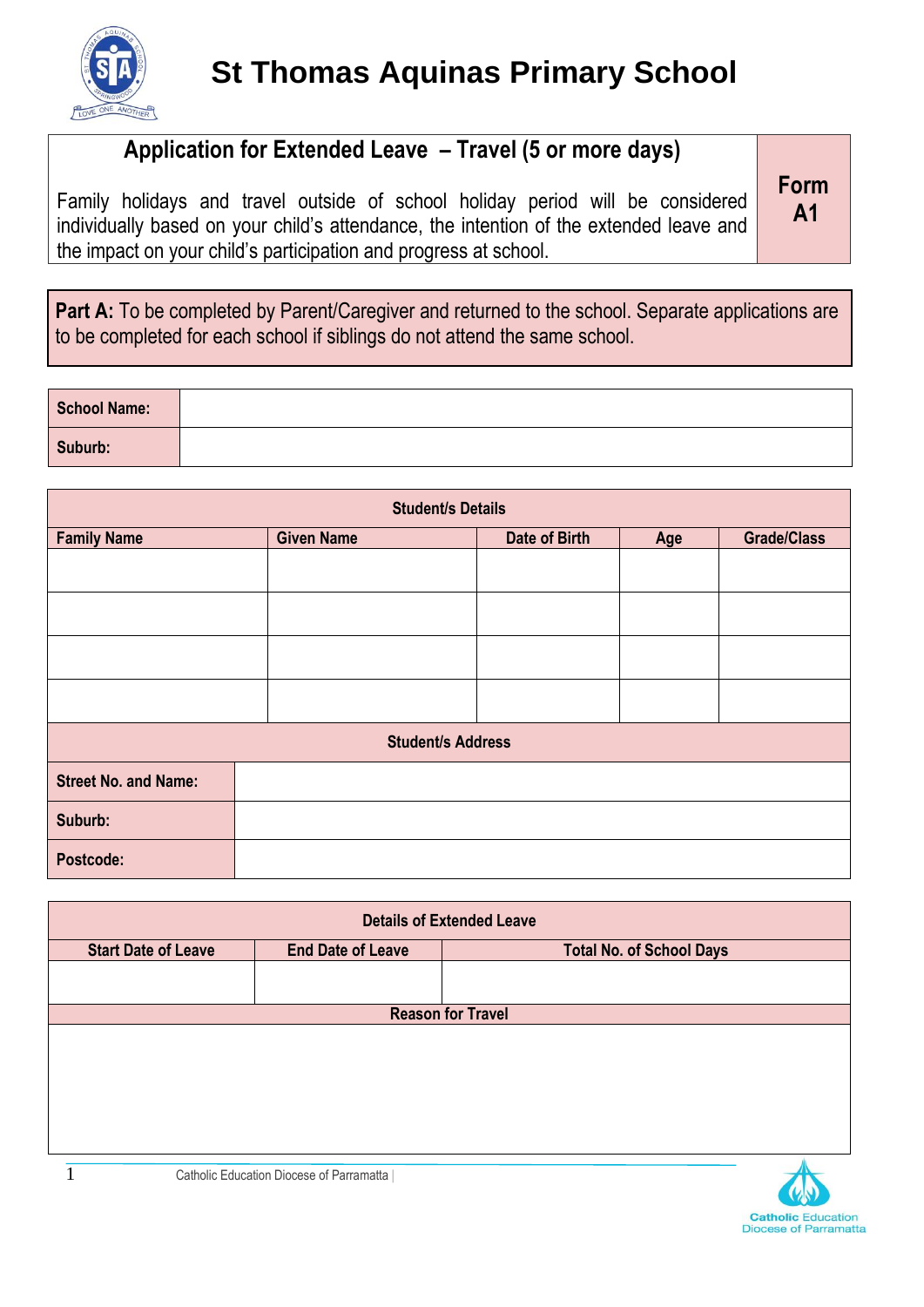# St Thomas Aquinas Primary School

## Application for Extended Leave – Travel (5 or more days)

**Form A1**

Family holidays and travel outside of school holiday period will be considered individually based on your child's attendance, the intention of the extended leave and the impact on your child's participation and progress at school.

**Part A:** To be completed by Parent/Caregiver and returned to the school. Separate applications are to be completed for each school if siblings do not attend the same school.

| **School Name:** | |
|---|---|
| **Suburb:** | |

| **Student/s Details** | | | | |
|---|---|---|---|---|
| **Family Name** | **Given Name** | **Date of Birth** | **Age** | **Grade/Class** |
| | | | | |
| | | | | |
| | | | | |
| | | | | |

| **Student/s Address** | |
|---|---|
| **Street No. and Name:** | |
| **Suburb:** | |
| **Postcode:** | |

| **Details of Extended Leave** | | |
|---|---|---|
| **Start Date of Leave** | **End Date of Leave** | **Total No. of School Days** |
| | | |
| **Reason for Travel** | | |
| | | |

Catholic Education Diocese of Parramatta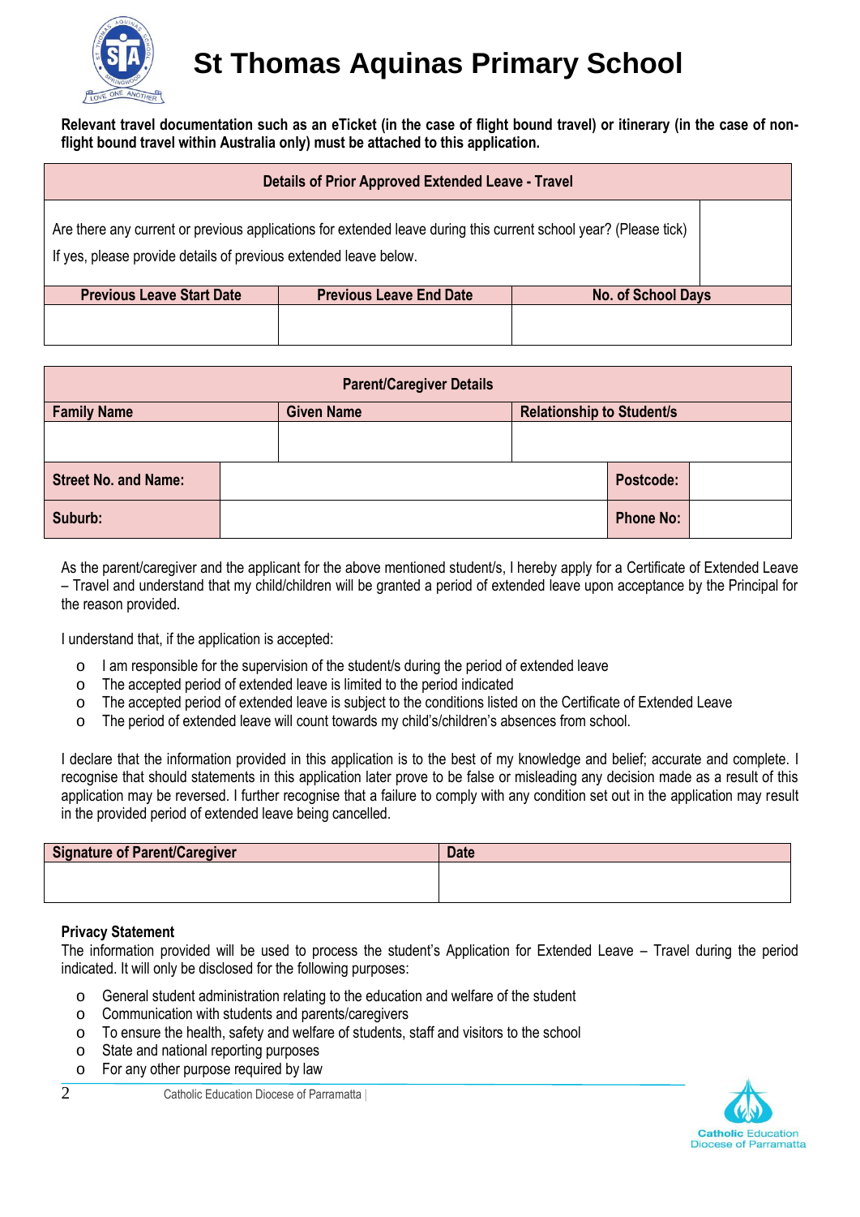# St Thomas Aquinas Primary School

**Relevant travel documentation such as an eTicket (in the case of flight bound travel) or itinerary (in the case of non-flight bound travel within Australia only) must be attached to this application.**

| Details of Prior Approved Extended Leave - Travel | | |
|---|---|---|
| Are there any current or previous applications for extended leave during this current school year? (Please tick)<br>If yes, please provide details of previous extended leave below. | | |
| **Previous Leave Start Date** | **Previous Leave End Date** | **No. of School Days** |
| | | |

| Parent/Caregiver Details | | | |
|---|---|---|---|
| **Family Name** | **Given Name** | **Relationship to Student/s** | |
| | | | |
| **Street No. and Name:** | | **Postcode:** | |
| **Suburb:** | | **Phone No:** | |

As the parent/caregiver and the applicant for the above mentioned student/s, I hereby apply for a Certificate of Extended Leave – Travel and understand that my child/children will be granted a period of extended leave upon acceptance by the Principal for the reason provided.

I understand that, if the application is accepted:

- I am responsible for the supervision of the student/s during the period of extended leave
- The accepted period of extended leave is limited to the period indicated
- The accepted period of extended leave is subject to the conditions listed on the Certificate of Extended Leave
- The period of extended leave will count towards my child's/children's absences from school.

I declare that the information provided in this application is to the best of my knowledge and belief; accurate and complete. I recognise that should statements in this application later prove to be false or misleading any decision made as a result of this application may be reversed. I further recognise that a failure to comply with any condition set out in the application may result in the provided period of extended leave being cancelled.

| Signature of Parent/Caregiver | Date |
|---|---|
| | |

**Privacy Statement**
The information provided will be used to process the student's Application for Extended Leave – Travel during the period indicated. It will only be disclosed for the following purposes:

- General student administration relating to the education and welfare of the student
- Communication with students and parents/caregivers
- To ensure the health, safety and welfare of students, staff and visitors to the school
- State and national reporting purposes
- For any other purpose required by law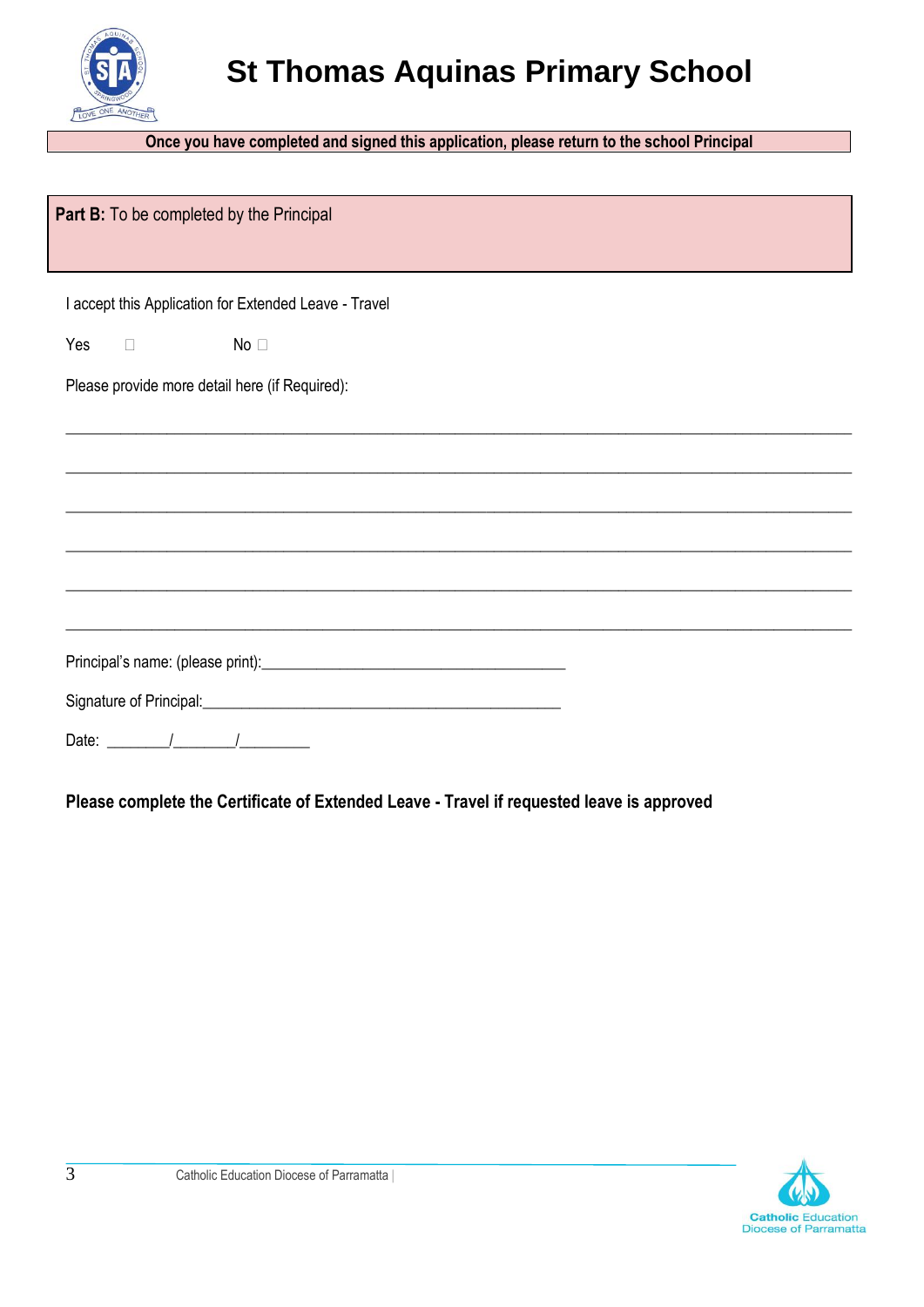# St Thomas Aquinas Primary School

**Once you have completed and signed this application, please return to the school Principal**

**Part B:** To be completed by the Principal

I accept this Application for Extended Leave - Travel

Yes ☐ No ☐

Please provide more detail here (if Required):

______________________________________________________________________________

______________________________________________________________________________

______________________________________________________________________________

______________________________________________________________________________

______________________________________________________________________________

______________________________________________________________________________

Principal's name: (please print):______________________________________

Signature of Principal:_____________________________________________

Date: ________/________/_________

**Please complete the Certificate of Extended Leave - Travel if requested leave is approved**